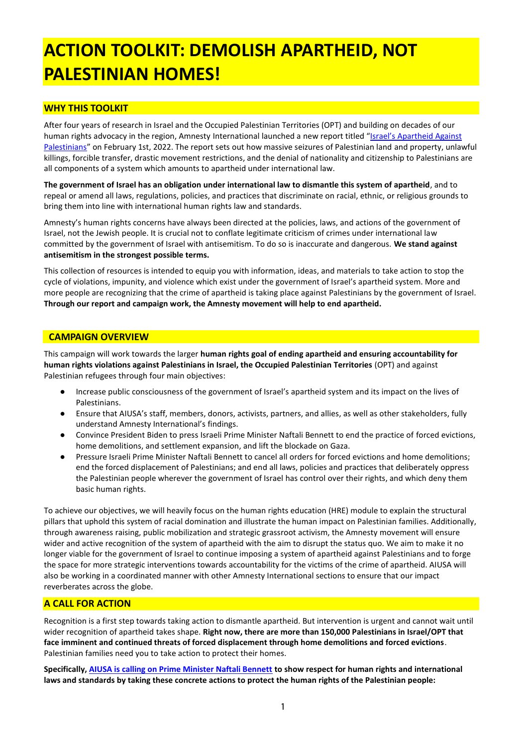# ACTION TOOLKIT: DEMOLISH APARTHEID, NOT PALESTINIAN HOMES!

## WHY THIS TOOLKIT

After four years of research in Israel and the Occupied Palestinian Territories (OPT) and building on decades of our human rights advocacy in the region, Amnesty International launched a new report titled "[Israel's Apartheid Against Palestinians]()" on February 1st, 2022. The report sets out how massive seizures of Palestinian land and property, unlawful killings, forcible transfer, drastic movement restrictions, and the denial of nationality and citizenship to Palestinians are all components of a system which amounts to apartheid under international law.

**The government of Israel has an obligation under international law to dismantle this system of apartheid**, and to repeal or amend all laws, regulations, policies, and practices that discriminate on racial, ethnic, or religious grounds to bring them into line with international human rights law and standards.

Amnesty's human rights concerns have always been directed at the policies, laws, and actions of the government of Israel, not the Jewish people. It is crucial not to conflate legitimate criticism of crimes under international law committed by the government of Israel with antisemitism. To do so is inaccurate and dangerous. **We stand against antisemitism in the strongest possible terms.**

This collection of resources is intended to equip you with information, ideas, and materials to take action to stop the cycle of violations, impunity, and violence which exist under the government of Israel's apartheid system. More and more people are recognizing that the crime of apartheid is taking place against Palestinians by the government of Israel. **Through our report and campaign work, the Amnesty movement will help to end apartheid.**

## CAMPAIGN OVERVIEW

This campaign will work towards the larger **human rights goal of ending apartheid and ensuring accountability for human rights violations against Palestinians in Israel, the Occupied Palestinian Territories** (OPT) and against Palestinian refugees through four main objectives:

- Increase public consciousness of the government of Israel's apartheid system and its impact on the lives of Palestinians.
- Ensure that AIUSA's staff, members, donors, activists, partners, and allies, as well as other stakeholders, fully understand Amnesty International's findings.
- Convince President Biden to press Israeli Prime Minister Naftali Bennett to end the practice of forced evictions, home demolitions, and settlement expansion, and lift the blockade on Gaza.
- Pressure Israeli Prime Minister Naftali Bennett to cancel all orders for forced evictions and home demolitions; end the forced displacement of Palestinians; and end all laws, policies and practices that deliberately oppress the Palestinian people wherever the government of Israel has control over their rights, and which deny them basic human rights.

To achieve our objectives, we will heavily focus on the human rights education (HRE) module to explain the structural pillars that uphold this system of racial domination and illustrate the human impact on Palestinian families. Additionally, through awareness raising, public mobilization and strategic grassroot activism, the Amnesty movement will ensure wider and active recognition of the system of apartheid with the aim to disrupt the status quo. We aim to make it no longer viable for the government of Israel to continue imposing a system of apartheid against Palestinians and to forge the space for more strategic interventions towards accountability for the victims of the crime of apartheid. AIUSA will also be working in a coordinated manner with other Amnesty International sections to ensure that our impact reverberates across the globe.

## A CALL FOR ACTION

Recognition is a first step towards taking action to dismantle apartheid. But intervention is urgent and cannot wait until wider recognition of apartheid takes shape. **Right now, there are more than 150,000 Palestinians in Israel/OPT that face imminent and continued threats of forced displacement through home demolitions and forced evictions**. Palestinian families need you to take action to protect their homes.

**Specifically, [AIUSA is calling on Prime Minister Naftali Bennett]() to show respect for human rights and international laws and standards by taking these concrete actions to protect the human rights of the Palestinian people:**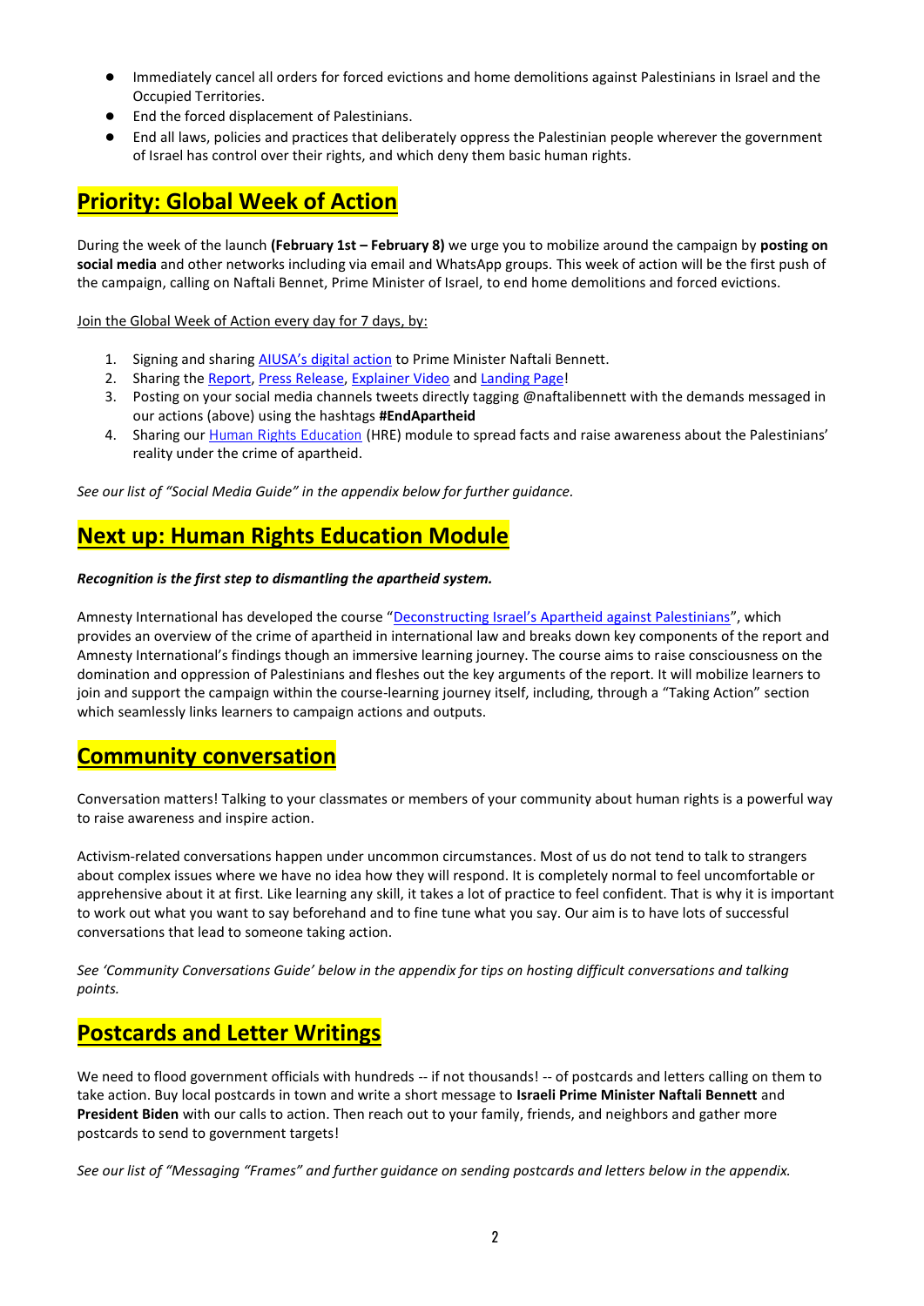- Immediately cancel all orders for forced evictions and home demolitions against Palestinians in Israel and the Occupied Territories.
- End the forced displacement of Palestinians.
- End all laws, policies and practices that deliberately oppress the Palestinian people wherever the government of Israel has control over their rights, and which deny them basic human rights.

## Priority: Global Week of Action

During the week of the launch **(February 1st – February 8)** we urge you to mobilize around the campaign by **posting on social media** and other networks including via email and WhatsApp groups. This week of action will be the first push of the campaign, calling on Naftali Bennet, Prime Minister of Israel, to end home demolitions and forced evictions.

Join the Global Week of Action every day for 7 days, by:

1. Signing and sharing AIUSA's digital action to Prime Minister Naftali Bennett.
2. Sharing the Report, Press Release, Explainer Video and Landing Page!
3. Posting on your social media channels tweets directly tagging @naftalibennett with the demands messaged in our actions (above) using the hashtags **#EndApartheid**
4. Sharing our Human Rights Education (HRE) module to spread facts and raise awareness about the Palestinians' reality under the crime of apartheid.

*See our list of "Social Media Guide" in the appendix below for further guidance.*

## Next up: Human Rights Education Module

***Recognition is the first step to dismantling the apartheid system.***

Amnesty International has developed the course "Deconstructing Israel's Apartheid against Palestinians", which provides an overview of the crime of apartheid in international law and breaks down key components of the report and Amnesty International's findings though an immersive learning journey. The course aims to raise consciousness on the domination and oppression of Palestinians and fleshes out the key arguments of the report. It will mobilize learners to join and support the campaign within the course-learning journey itself, including, through a "Taking Action" section which seamlessly links learners to campaign actions and outputs.

## Community conversation

Conversation matters! Talking to your classmates or members of your community about human rights is a powerful way to raise awareness and inspire action.

Activism-related conversations happen under uncommon circumstances. Most of us do not tend to talk to strangers about complex issues where we have no idea how they will respond. It is completely normal to feel uncomfortable or apprehensive about it at first. Like learning any skill, it takes a lot of practice to feel confident. That is why it is important to work out what you want to say beforehand and to fine tune what you say. Our aim is to have lots of successful conversations that lead to someone taking action.

*See 'Community Conversations Guide' below in the appendix for tips on hosting difficult conversations and talking points.*

## Postcards and Letter Writings

We need to flood government officials with hundreds -- if not thousands! -- of postcards and letters calling on them to take action. Buy local postcards in town and write a short message to **Israeli Prime Minister Naftali Bennett** and **President Biden** with our calls to action. Then reach out to your family, friends, and neighbors and gather more postcards to send to government targets!

*See our list of "Messaging "Frames" and further guidance on sending postcards and letters below in the appendix.*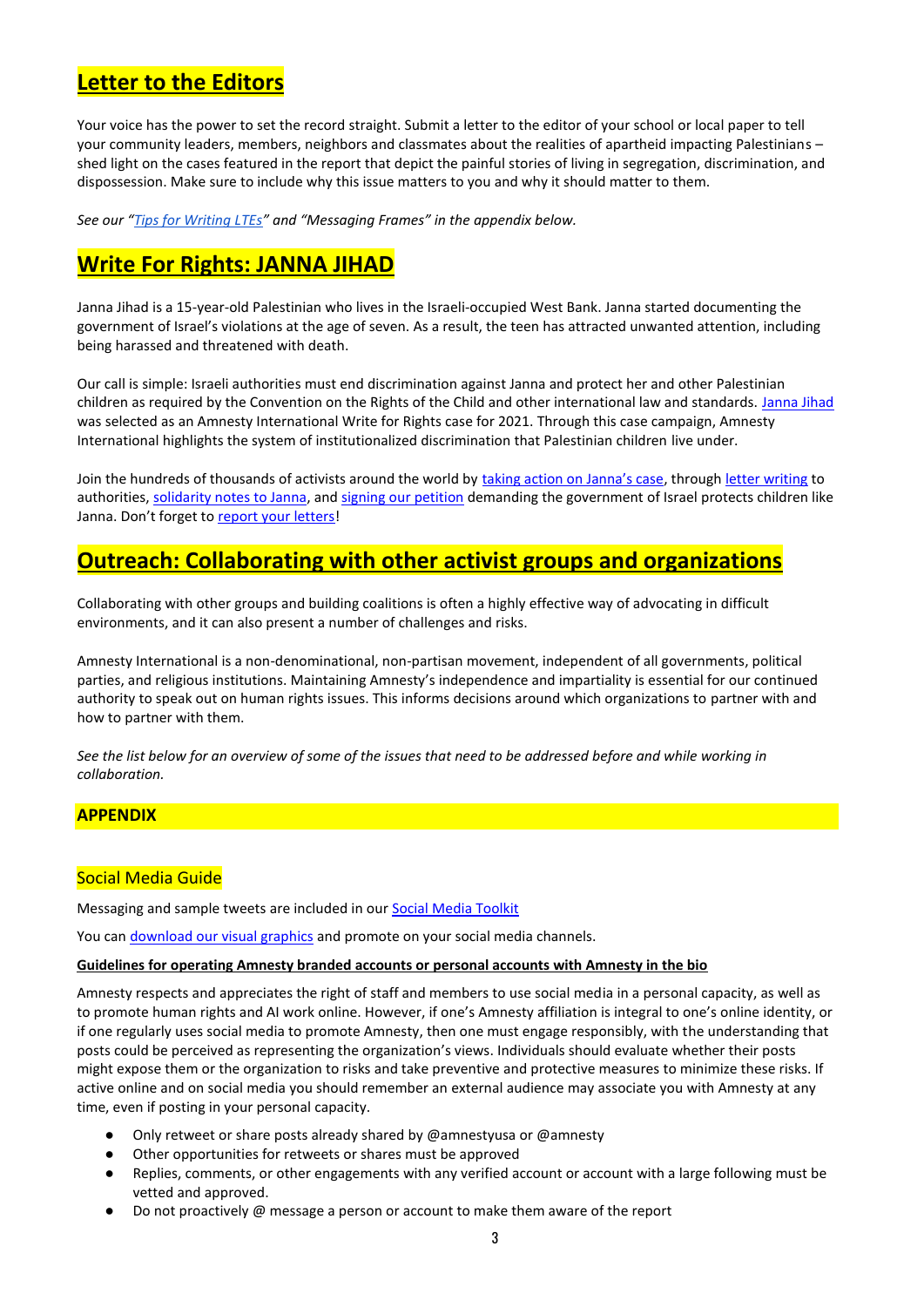## Letter to the Editors

Your voice has the power to set the record straight. Submit a letter to the editor of your school or local paper to tell your community leaders, members, neighbors and classmates about the realities of apartheid impacting Palestinians – shed light on the cases featured in the report that depict the painful stories of living in segregation, discrimination, and dispossession. Make sure to include why this issue matters to you and why it should matter to them.

*See our "Tips for Writing LTEs" and "Messaging Frames" in the appendix below.*

## Write For Rights: JANNA JIHAD

Janna Jihad is a 15-year-old Palestinian who lives in the Israeli-occupied West Bank. Janna started documenting the government of Israel's violations at the age of seven. As a result, the teen has attracted unwanted attention, including being harassed and threatened with death.

Our call is simple: Israeli authorities must end discrimination against Janna and protect her and other Palestinian children as required by the Convention on the Rights of the Child and other international law and standards. Janna Jihad was selected as an Amnesty International Write for Rights case for 2021. Through this case campaign, Amnesty International highlights the system of institutionalized discrimination that Palestinian children live under.

Join the hundreds of thousands of activists around the world by taking action on Janna's case, through letter writing to authorities, solidarity notes to Janna, and signing our petition demanding the government of Israel protects children like Janna. Don't forget to report your letters!

## Outreach: Collaborating with other activist groups and organizations

Collaborating with other groups and building coalitions is often a highly effective way of advocating in difficult environments, and it can also present a number of challenges and risks.

Amnesty International is a non-denominational, non-partisan movement, independent of all governments, political parties, and religious institutions. Maintaining Amnesty's independence and impartiality is essential for our continued authority to speak out on human rights issues. This informs decisions around which organizations to partner with and how to partner with them.

*See the list below for an overview of some of the issues that need to be addressed before and while working in collaboration.*

## APPENDIX

### Social Media Guide

Messaging and sample tweets are included in our Social Media Toolkit

You can download our visual graphics and promote on your social media channels.

**Guidelines for operating Amnesty branded accounts or personal accounts with Amnesty in the bio**

Amnesty respects and appreciates the right of staff and members to use social media in a personal capacity, as well as to promote human rights and AI work online. However, if one's Amnesty affiliation is integral to one's online identity, or if one regularly uses social media to promote Amnesty, then one must engage responsibly, with the understanding that posts could be perceived as representing the organization's views. Individuals should evaluate whether their posts might expose them or the organization to risks and take preventive and protective measures to minimize these risks. If active online and on social media you should remember an external audience may associate you with Amnesty at any time, even if posting in your personal capacity.

- Only retweet or share posts already shared by @amnestyusa or @amnesty
- Other opportunities for retweets or shares must be approved
- Replies, comments, or other engagements with any verified account or account with a large following must be vetted and approved.
- Do not proactively @ message a person or account to make them aware of the report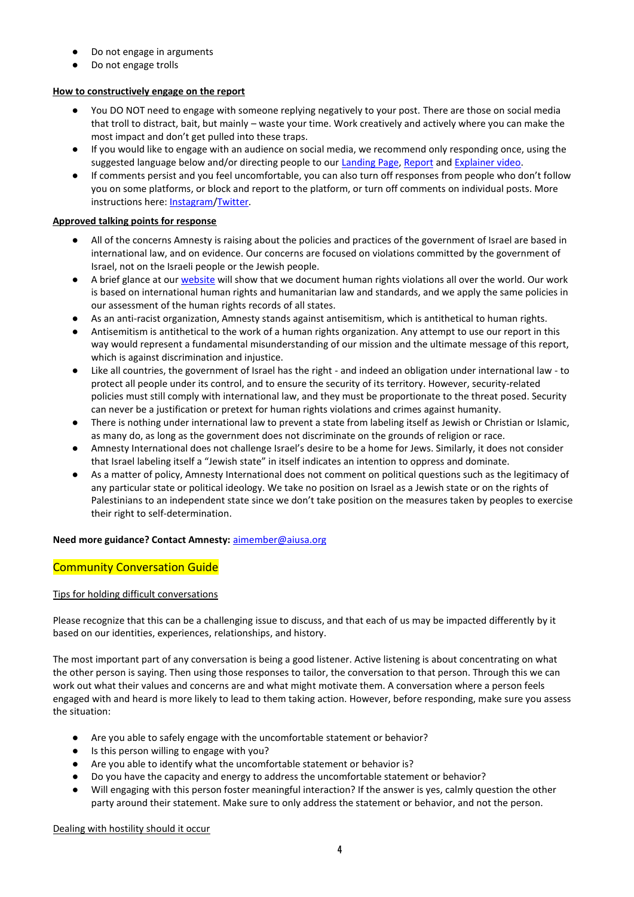- Do not engage in arguments
- Do not engage trolls

**How to constructively engage on the report**

- You DO NOT need to engage with someone replying negatively to your post. There are those on social media that troll to distract, bait, but mainly – waste your time. Work creatively and actively where you can make the most impact and don't get pulled into these traps.
- If you would like to engage with an audience on social media, we recommend only responding once, using the suggested language below and/or directing people to our Landing Page, Report and Explainer video.
- If comments persist and you feel uncomfortable, you can also turn off responses from people who don't follow you on some platforms, or block and report to the platform, or turn off comments on individual posts. More instructions here: Instagram/Twitter.

**Approved talking points for response**

- All of the concerns Amnesty is raising about the policies and practices of the government of Israel are based in international law, and on evidence. Our concerns are focused on violations committed by the government of Israel, not on the Israeli people or the Jewish people.
- A brief glance at our website will show that we document human rights violations all over the world. Our work is based on international human rights and humanitarian law and standards, and we apply the same policies in our assessment of the human rights records of all states.
- As an anti-racist organization, Amnesty stands against antisemitism, which is antithetical to human rights.
- Antisemitism is antithetical to the work of a human rights organization. Any attempt to use our report in this way would represent a fundamental misunderstanding of our mission and the ultimate message of this report, which is against discrimination and injustice.
- Like all countries, the government of Israel has the right - and indeed an obligation under international law - to protect all people under its control, and to ensure the security of its territory. However, security-related policies must still comply with international law, and they must be proportionate to the threat posed. Security can never be a justification or pretext for human rights violations and crimes against humanity.
- There is nothing under international law to prevent a state from labeling itself as Jewish or Christian or Islamic, as many do, as long as the government does not discriminate on the grounds of religion or race.
- Amnesty International does not challenge Israel's desire to be a home for Jews. Similarly, it does not consider that Israel labeling itself a "Jewish state" in itself indicates an intention to oppress and dominate.
- As a matter of policy, Amnesty International does not comment on political questions such as the legitimacy of any particular state or political ideology. We take no position on Israel as a Jewish state or on the rights of Palestinians to an independent state since we don't take position on the measures taken by peoples to exercise their right to self-determination.

**Need more guidance? Contact Amnesty:** aimember@aiusa.org

## Community Conversation Guide

Tips for holding difficult conversations

Please recognize that this can be a challenging issue to discuss, and that each of us may be impacted differently by it based on our identities, experiences, relationships, and history.

The most important part of any conversation is being a good listener. Active listening is about concentrating on what the other person is saying. Then using those responses to tailor, the conversation to that person. Through this we can work out what their values and concerns are and what might motivate them. A conversation where a person feels engaged with and heard is more likely to lead to them taking action. However, before responding, make sure you assess the situation:

- Are you able to safely engage with the uncomfortable statement or behavior?
- Is this person willing to engage with you?
- Are you able to identify what the uncomfortable statement or behavior is?
- Do you have the capacity and energy to address the uncomfortable statement or behavior?
- Will engaging with this person foster meaningful interaction? If the answer is yes, calmly question the other party around their statement. Make sure to only address the statement or behavior, and not the person.

Dealing with hostility should it occur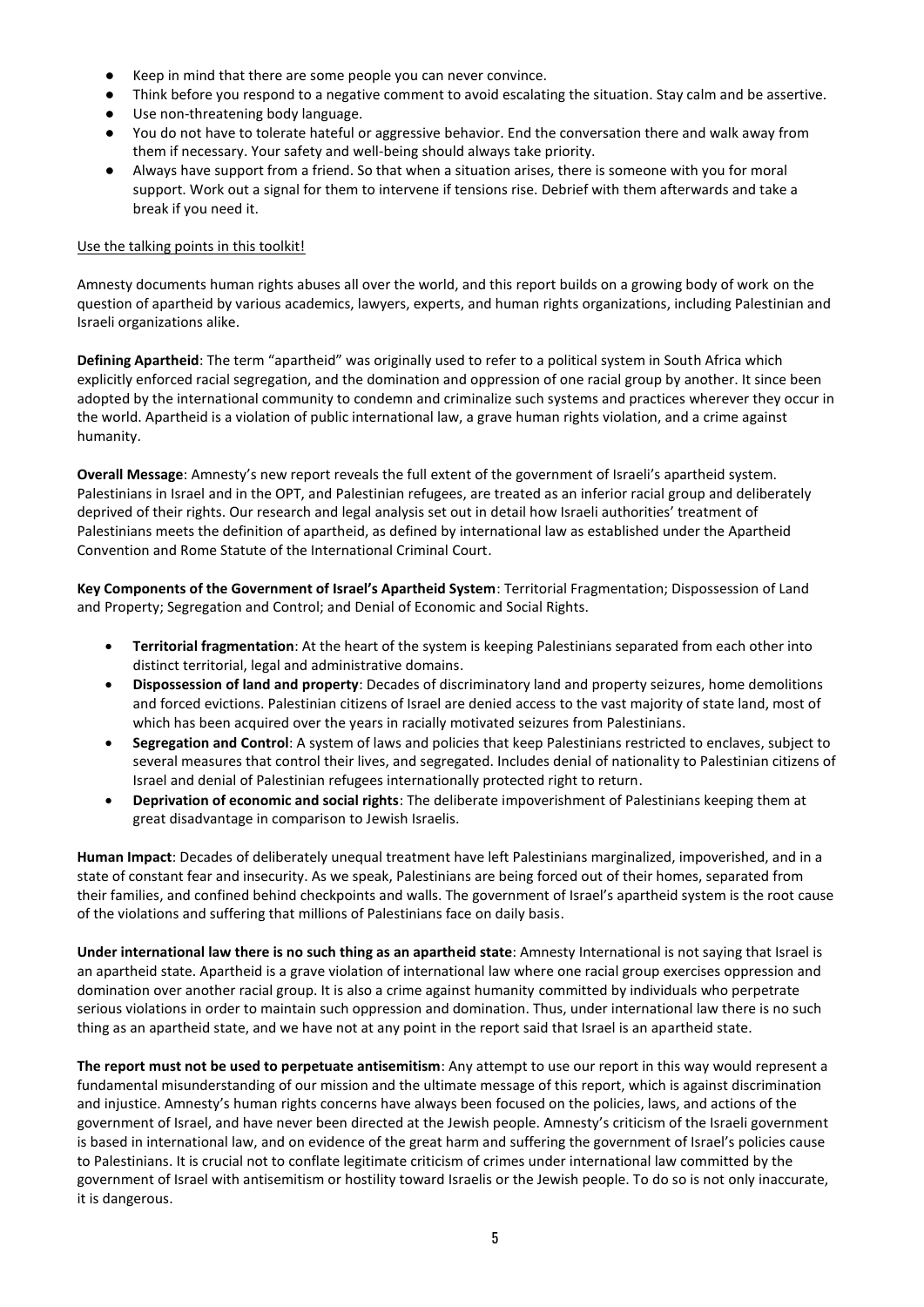- Keep in mind that there are some people you can never convince.
- Think before you respond to a negative comment to avoid escalating the situation. Stay calm and be assertive.
- Use non-threatening body language.
- You do not have to tolerate hateful or aggressive behavior. End the conversation there and walk away from them if necessary. Your safety and well-being should always take priority.
- Always have support from a friend. So that when a situation arises, there is someone with you for moral support. Work out a signal for them to intervene if tensions rise. Debrief with them afterwards and take a break if you need it.

<u>Use the talking points in this toolkit!</u>

Amnesty documents human rights abuses all over the world, and this report builds on a growing body of work on the question of apartheid by various academics, lawyers, experts, and human rights organizations, including Palestinian and Israeli organizations alike.

**Defining Apartheid**: The term "apartheid" was originally used to refer to a political system in South Africa which explicitly enforced racial segregation, and the domination and oppression of one racial group by another. It since been adopted by the international community to condemn and criminalize such systems and practices wherever they occur in the world. Apartheid is a violation of public international law, a grave human rights violation, and a crime against humanity.

**Overall Message**: Amnesty's new report reveals the full extent of the government of Israeli's apartheid system. Palestinians in Israel and in the OPT, and Palestinian refugees, are treated as an inferior racial group and deliberately deprived of their rights. Our research and legal analysis set out in detail how Israeli authorities' treatment of Palestinians meets the definition of apartheid, as defined by international law as established under the Apartheid Convention and Rome Statute of the International Criminal Court.

**Key Components of the Government of Israel's Apartheid System**: Territorial Fragmentation; Dispossession of Land and Property; Segregation and Control; and Denial of Economic and Social Rights.

- **Territorial fragmentation**: At the heart of the system is keeping Palestinians separated from each other into distinct territorial, legal and administrative domains.
- **Dispossession of land and property**: Decades of discriminatory land and property seizures, home demolitions and forced evictions. Palestinian citizens of Israel are denied access to the vast majority of state land, most of which has been acquired over the years in racially motivated seizures from Palestinians.
- **Segregation and Control**: A system of laws and policies that keep Palestinians restricted to enclaves, subject to several measures that control their lives, and segregated. Includes denial of nationality to Palestinian citizens of Israel and denial of Palestinian refugees internationally protected right to return.
- **Deprivation of economic and social rights**: The deliberate impoverishment of Palestinians keeping them at great disadvantage in comparison to Jewish Israelis.

**Human Impact**: Decades of deliberately unequal treatment have left Palestinians marginalized, impoverished, and in a state of constant fear and insecurity. As we speak, Palestinians are being forced out of their homes, separated from their families, and confined behind checkpoints and walls. The government of Israel's apartheid system is the root cause of the violations and suffering that millions of Palestinians face on daily basis.

**Under international law there is no such thing as an apartheid state**: Amnesty International is not saying that Israel is an apartheid state. Apartheid is a grave violation of international law where one racial group exercises oppression and domination over another racial group. It is also a crime against humanity committed by individuals who perpetrate serious violations in order to maintain such oppression and domination. Thus, under international law there is no such thing as an apartheid state, and we have not at any point in the report said that Israel is an apartheid state.

**The report must not be used to perpetuate antisemitism**: Any attempt to use our report in this way would represent a fundamental misunderstanding of our mission and the ultimate message of this report, which is against discrimination and injustice. Amnesty's human rights concerns have always been focused on the policies, laws, and actions of the government of Israel, and have never been directed at the Jewish people. Amnesty's criticism of the Israeli government is based in international law, and on evidence of the great harm and suffering the government of Israel's policies cause to Palestinians. It is crucial not to conflate legitimate criticism of crimes under international law committed by the government of Israel with antisemitism or hostility toward Israelis or the Jewish people. To do so is not only inaccurate, it is dangerous.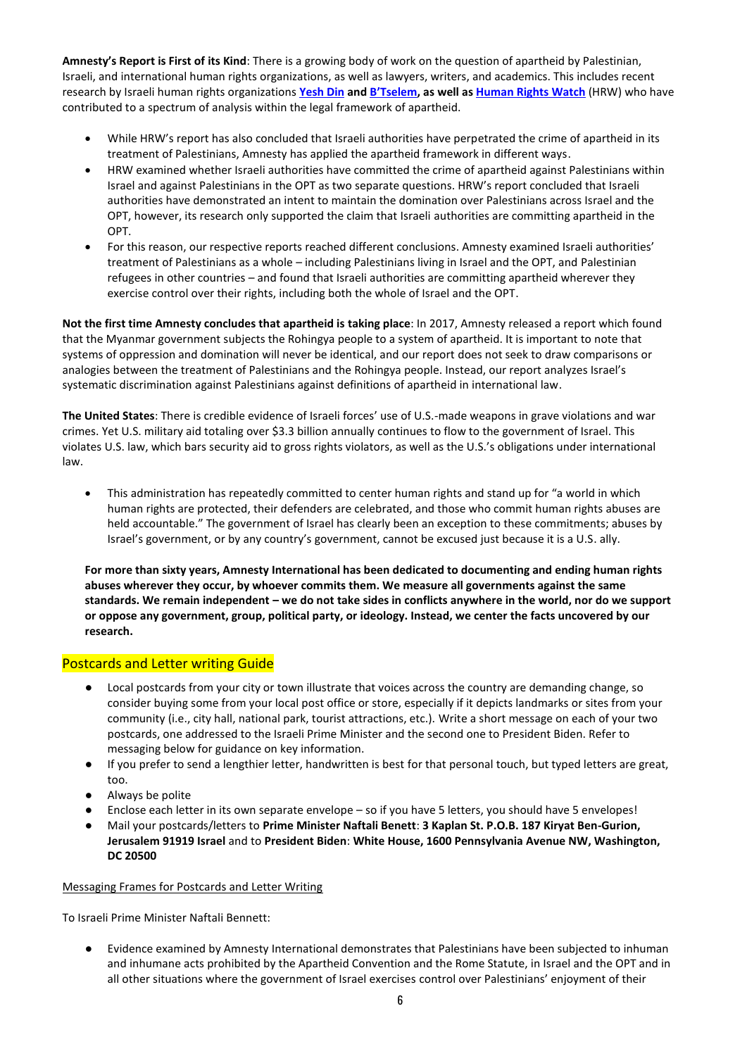**Amnesty's Report is First of its Kind**: There is a growing body of work on the question of apartheid by Palestinian, Israeli, and international human rights organizations, as well as lawyers, writers, and academics. This includes recent research by Israeli human rights organizations **Yesh Din and B'Tselem, as well as Human Rights Watch** (HRW) who have contributed to a spectrum of analysis within the legal framework of apartheid.

- While HRW's report has also concluded that Israeli authorities have perpetrated the crime of apartheid in its treatment of Palestinians, Amnesty has applied the apartheid framework in different ways.
- HRW examined whether Israeli authorities have committed the crime of apartheid against Palestinians within Israel and against Palestinians in the OPT as two separate questions. HRW's report concluded that Israeli authorities have demonstrated an intent to maintain the domination over Palestinians across Israel and the OPT, however, its research only supported the claim that Israeli authorities are committing apartheid in the OPT.
- For this reason, our respective reports reached different conclusions. Amnesty examined Israeli authorities' treatment of Palestinians as a whole – including Palestinians living in Israel and the OPT, and Palestinian refugees in other countries – and found that Israeli authorities are committing apartheid wherever they exercise control over their rights, including both the whole of Israel and the OPT.

**Not the first time Amnesty concludes that apartheid is taking place**: In 2017, Amnesty released a report which found that the Myanmar government subjects the Rohingya people to a system of apartheid. It is important to note that systems of oppression and domination will never be identical, and our report does not seek to draw comparisons or analogies between the treatment of Palestinians and the Rohingya people. Instead, our report analyzes Israel's systematic discrimination against Palestinians against definitions of apartheid in international law.

**The United States**: There is credible evidence of Israeli forces' use of U.S.-made weapons in grave violations and war crimes. Yet U.S. military aid totaling over $3.3 billion annually continues to flow to the government of Israel. This violates U.S. law, which bars security aid to gross rights violators, as well as the U.S.'s obligations under international law.

- This administration has repeatedly committed to center human rights and stand up for "a world in which human rights are protected, their defenders are celebrated, and those who commit human rights abuses are held accountable." The government of Israel has clearly been an exception to these commitments; abuses by Israel's government, or by any country's government, cannot be excused just because it is a U.S. ally.

**For more than sixty years, Amnesty International has been dedicated to documenting and ending human rights abuses wherever they occur, by whoever commits them. We measure all governments against the same standards. We remain independent – we do not take sides in conflicts anywhere in the world, nor do we support or oppose any government, group, political party, or ideology. Instead, we center the facts uncovered by our research.**

## Postcards and Letter writing Guide

- Local postcards from your city or town illustrate that voices across the country are demanding change, so consider buying some from your local post office or store, especially if it depicts landmarks or sites from your community (i.e., city hall, national park, tourist attractions, etc.). Write a short message on each of your two postcards, one addressed to the Israeli Prime Minister and the second one to President Biden. Refer to messaging below for guidance on key information.
- If you prefer to send a lengthier letter, handwritten is best for that personal touch, but typed letters are great, too.
- Always be polite
- Enclose each letter in its own separate envelope – so if you have 5 letters, you should have 5 envelopes!
- Mail your postcards/letters to **Prime Minister Naftali Benett**: **3 Kaplan St. P.O.B. 187 Kiryat Ben-Gurion, Jerusalem 91919 Israel** and to **President Biden**: **White House, 1600 Pennsylvania Avenue NW, Washington, DC 20500**

Messaging Frames for Postcards and Letter Writing

To Israeli Prime Minister Naftali Bennett:

- Evidence examined by Amnesty International demonstrates that Palestinians have been subjected to inhuman and inhumane acts prohibited by the Apartheid Convention and the Rome Statute, in Israel and the OPT and in all other situations where the government of Israel exercises control over Palestinians' enjoyment of their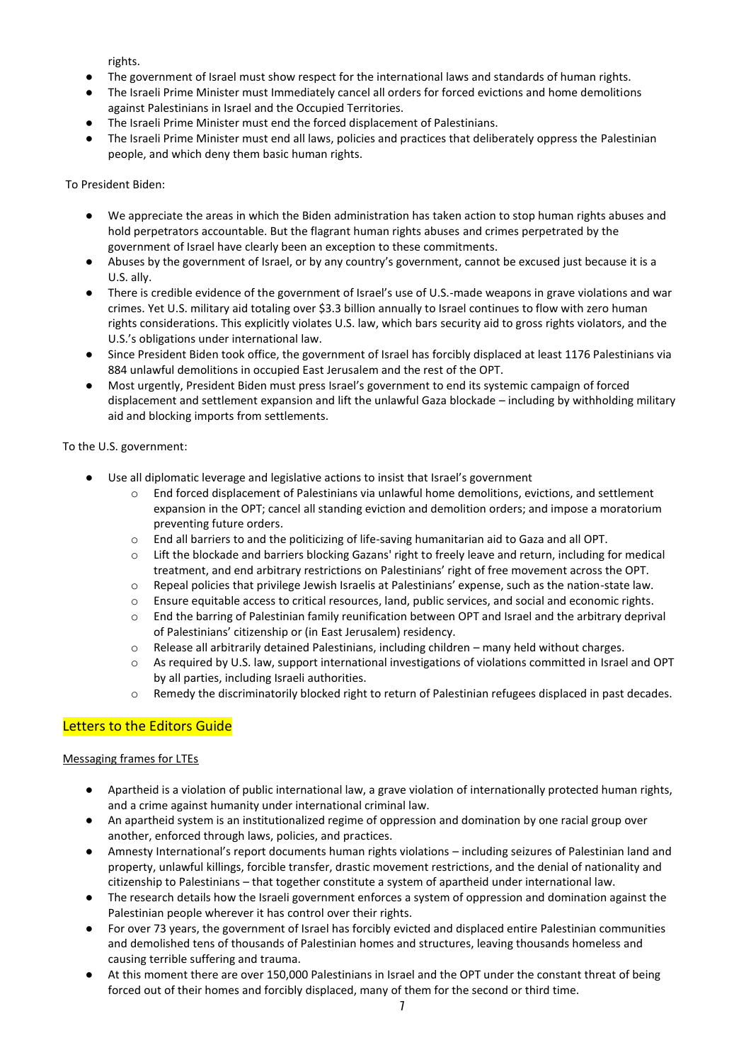rights.

- The government of Israel must show respect for the international laws and standards of human rights.
- The Israeli Prime Minister must Immediately cancel all orders for forced evictions and home demolitions against Palestinians in Israel and the Occupied Territories.
- The Israeli Prime Minister must end the forced displacement of Palestinians.
- The Israeli Prime Minister must end all laws, policies and practices that deliberately oppress the Palestinian people, and which deny them basic human rights.

To President Biden:

- We appreciate the areas in which the Biden administration has taken action to stop human rights abuses and hold perpetrators accountable. But the flagrant human rights abuses and crimes perpetrated by the government of Israel have clearly been an exception to these commitments.
- Abuses by the government of Israel, or by any country's government, cannot be excused just because it is a U.S. ally.
- There is credible evidence of the government of Israel's use of U.S.-made weapons in grave violations and war crimes. Yet U.S. military aid totaling over $3.3 billion annually to Israel continues to flow with zero human rights considerations. This explicitly violates U.S. law, which bars security aid to gross rights violators, and the U.S.'s obligations under international law.
- Since President Biden took office, the government of Israel has forcibly displaced at least 1176 Palestinians via 884 unlawful demolitions in occupied East Jerusalem and the rest of the OPT.
- Most urgently, President Biden must press Israel's government to end its systemic campaign of forced displacement and settlement expansion and lift the unlawful Gaza blockade – including by withholding military aid and blocking imports from settlements.

To the U.S. government:

- Use all diplomatic leverage and legislative actions to insist that Israel's government
  - End forced displacement of Palestinians via unlawful home demolitions, evictions, and settlement expansion in the OPT; cancel all standing eviction and demolition orders; and impose a moratorium preventing future orders.
  - End all barriers to and the politicizing of life-saving humanitarian aid to Gaza and all OPT.
  - Lift the blockade and barriers blocking Gazans' right to freely leave and return, including for medical treatment, and end arbitrary restrictions on Palestinians' right of free movement across the OPT.
  - Repeal policies that privilege Jewish Israelis at Palestinians' expense, such as the nation-state law.
  - Ensure equitable access to critical resources, land, public services, and social and economic rights.
  - End the barring of Palestinian family reunification between OPT and Israel and the arbitrary deprival of Palestinians' citizenship or (in East Jerusalem) residency.
  - Release all arbitrarily detained Palestinians, including children – many held without charges.
  - As required by U.S. law, support international investigations of violations committed in Israel and OPT by all parties, including Israeli authorities.
  - Remedy the discriminatorily blocked right to return of Palestinian refugees displaced in past decades.

## Letters to the Editors Guide

### Messaging frames for LTEs

- Apartheid is a violation of public international law, a grave violation of internationally protected human rights, and a crime against humanity under international criminal law.
- An apartheid system is an institutionalized regime of oppression and domination by one racial group over another, enforced through laws, policies, and practices.
- Amnesty International's report documents human rights violations – including seizures of Palestinian land and property, unlawful killings, forcible transfer, drastic movement restrictions, and the denial of nationality and citizenship to Palestinians – that together constitute a system of apartheid under international law.
- The research details how the Israeli government enforces a system of oppression and domination against the Palestinian people wherever it has control over their rights.
- For over 73 years, the government of Israel has forcibly evicted and displaced entire Palestinian communities and demolished tens of thousands of Palestinian homes and structures, leaving thousands homeless and causing terrible suffering and trauma.
- At this moment there are over 150,000 Palestinians in Israel and the OPT under the constant threat of being forced out of their homes and forcibly displaced, many of them for the second or third time.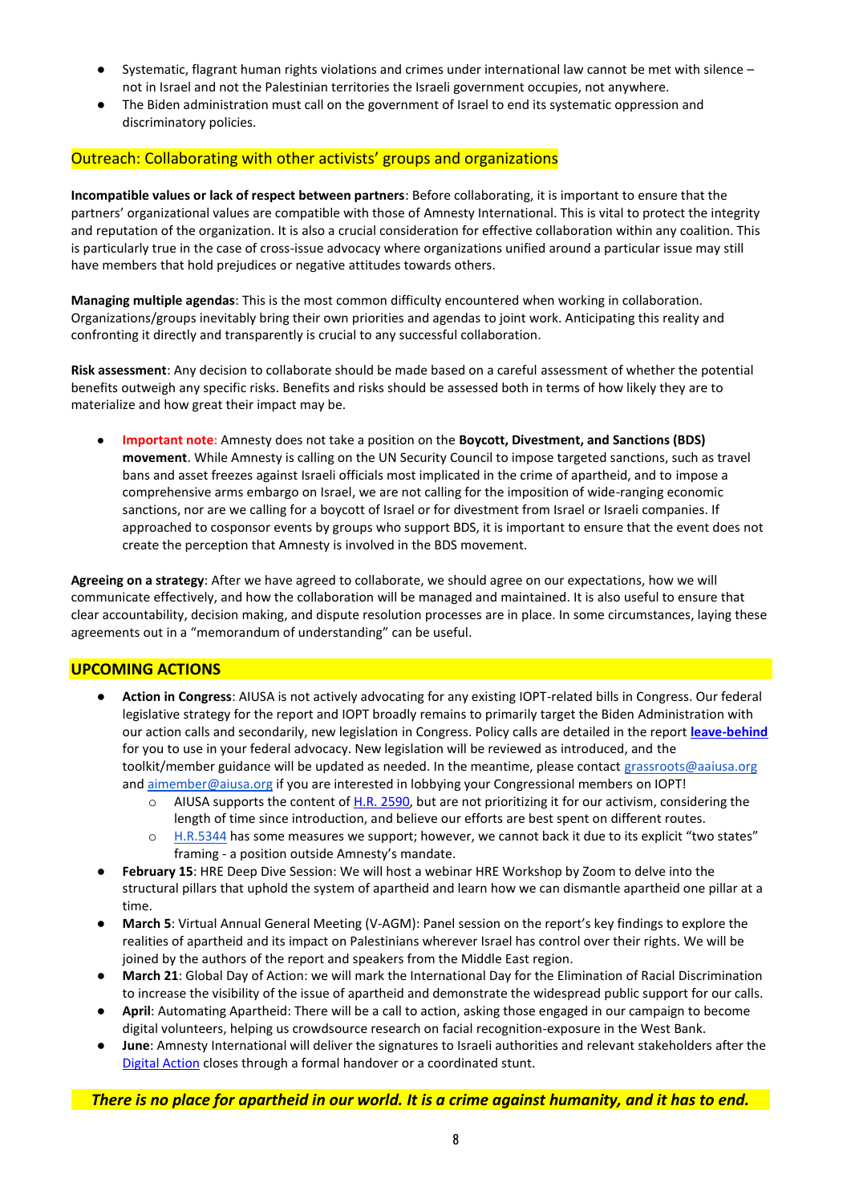- Systematic, flagrant human rights violations and crimes under international law cannot be met with silence – not in Israel and not the Palestinian territories the Israeli government occupies, not anywhere.
- The Biden administration must call on the government of Israel to end its systematic oppression and discriminatory policies.

## Outreach: Collaborating with other activists' groups and organizations

**Incompatible values or lack of respect between partners**: Before collaborating, it is important to ensure that the partners' organizational values are compatible with those of Amnesty International. This is vital to protect the integrity and reputation of the organization. It is also a crucial consideration for effective collaboration within any coalition. This is particularly true in the case of cross-issue advocacy where organizations unified around a particular issue may still have members that hold prejudices or negative attitudes towards others.

**Managing multiple agendas**: This is the most common difficulty encountered when working in collaboration. Organizations/groups inevitably bring their own priorities and agendas to joint work. Anticipating this reality and confronting it directly and transparently is crucial to any successful collaboration.

**Risk assessment**: Any decision to collaborate should be made based on a careful assessment of whether the potential benefits outweigh any specific risks. Benefits and risks should be assessed both in terms of how likely they are to materialize and how great their impact may be.

- Important note: Amnesty does not take a position on the **Boycott, Divestment, and Sanctions (BDS) movement**. While Amnesty is calling on the UN Security Council to impose targeted sanctions, such as travel bans and asset freezes against Israeli officials most implicated in the crime of apartheid, and to impose a comprehensive arms embargo on Israel, we are not calling for the imposition of wide-ranging economic sanctions, nor are we calling for a boycott of Israel or for divestment from Israel or Israeli companies. If approached to cosponsor events by groups who support BDS, it is important to ensure that the event does not create the perception that Amnesty is involved in the BDS movement.

**Agreeing on a strategy**: After we have agreed to collaborate, we should agree on our expectations, how we will communicate effectively, and how the collaboration will be managed and maintained. It is also useful to ensure that clear accountability, decision making, and dispute resolution processes are in place. In some circumstances, laying these agreements out in a "memorandum of understanding" can be useful.

## UPCOMING ACTIONS

- **Action in Congress**: AIUSA is not actively advocating for any existing IOPT-related bills in Congress. Our federal legislative strategy for the report and IOPT broadly remains to primarily target the Biden Administration with our action calls and secondarily, new legislation in Congress. Policy calls are detailed in the report **leave-behind** for you to use in your federal advocacy. New legislation will be reviewed as introduced, and the toolkit/member guidance will be updated as needed. In the meantime, please contact grassroots@aaiusa.org and aimember@aiusa.org if you are interested in lobbying your Congressional members on IOPT!
  - AIUSA supports the content of H.R. 2590, but are not prioritizing it for our activism, considering the length of time since introduction, and believe our efforts are best spent on different routes.
  - H.R.5344 has some measures we support; however, we cannot back it due to its explicit "two states" framing - a position outside Amnesty's mandate.
- **February 15**: HRE Deep Dive Session: We will host a webinar HRE Workshop by Zoom to delve into the structural pillars that uphold the system of apartheid and learn how we can dismantle apartheid one pillar at a time.
- **March 5**: Virtual Annual General Meeting (V-AGM): Panel session on the report's key findings to explore the realities of apartheid and its impact on Palestinians wherever Israel has control over their rights. We will be joined by the authors of the report and speakers from the Middle East region.
- **March 21**: Global Day of Action: we will mark the International Day for the Elimination of Racial Discrimination to increase the visibility of the issue of apartheid and demonstrate the widespread public support for our calls.
- **April**: Automating Apartheid: There will be a call to action, asking those engaged in our campaign to become digital volunteers, helping us crowdsource research on facial recognition-exposure in the West Bank.
- **June**: Amnesty International will deliver the signatures to Israeli authorities and relevant stakeholders after the Digital Action closes through a formal handover or a coordinated stunt.

***There is no place for apartheid in our world. It is a crime against humanity, and it has to end.***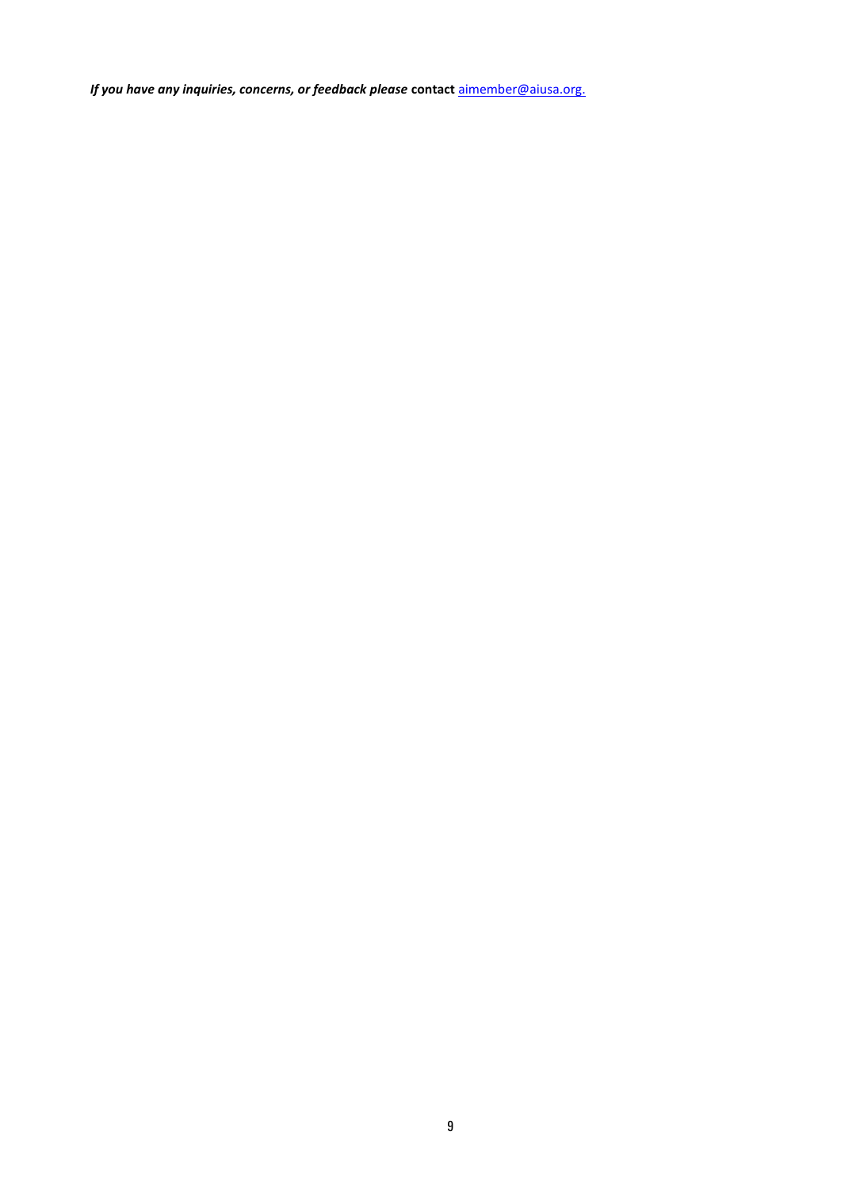***If you have any inquiries, concerns, or feedback please* contact** [aimember@aiusa.org.](mailto:aimember@aiusa.org)